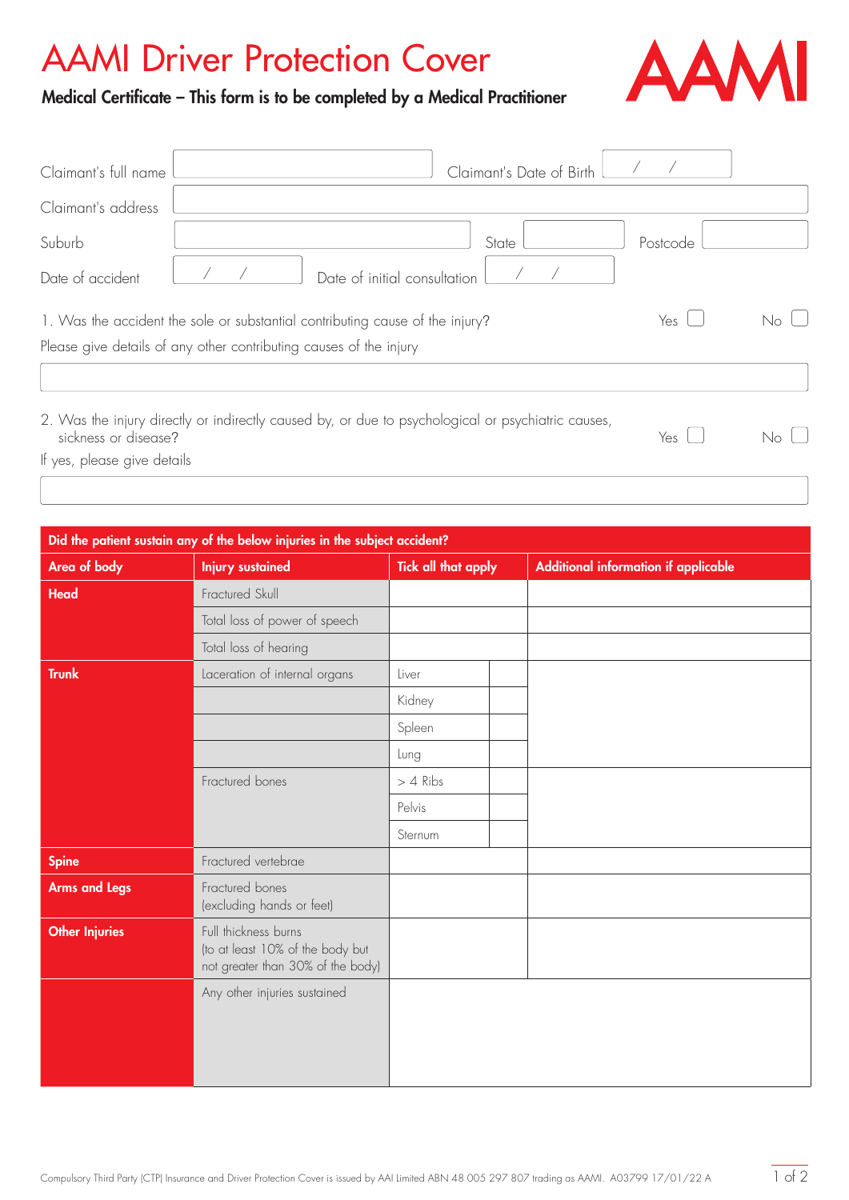# AAMI Driver Protection Cover

**Medical Certificate – This form is to be completed by a Medical Practitioner**

AAMI

Claimant's full name: ____________________ Claimant's Date of Birth: ___ / ___ / ___

Claimant's address: ____________________

Suburb: ____________________ State: ________ Postcode: ________

Date of accident: ___ / ___ / ___ Date of initial consultation: ___ / ___ / ___

1. Was the accident the sole or substantial contributing cause of the injury? Yes ☐ No ☐

Please give details of any other contributing causes of the injury

____________________

2. Was the injury directly or indirectly caused by, or due to psychological or psychiatric causes, sickness or disease? Yes ☐ No ☐

If yes, please give details

____________________

| **Did the patient sustain any of the below injuries in the subject accident?** | | | | |
|---|---|---|---|---|
| **Area of body** | **Injury sustained** | **Tick all that apply** | | **Additional information if applicable** |
| **Head** | Fractured Skull | | | |
| | Total loss of power of speech | | | |
| | Total loss of hearing | | | |
| **Trunk** | Laceration of internal organs | Liver | | |
| | | Kidney | | |
| | | Spleen | | |
| | | Lung | | |
| | Fractured bones | > 4 Ribs | | |
| | | Pelvis | | |
| | | Sternum | | |
| **Spine** | Fractured vertebrae | | | |
| **Arms and Legs** | Fractured bones (excluding hands or feet) | | | |
| **Other Injuries** | Full thickness burns (to at least 10% of the body but not greater than 30% of the body) | | | |
| | Any other injuries sustained | | | |

Compulsory Third Party (CTP) Insurance and Driver Protection Cover is issued by AAI Limited ABN 48 005 297 807 trading as AAMI. A03799 17/01/22 A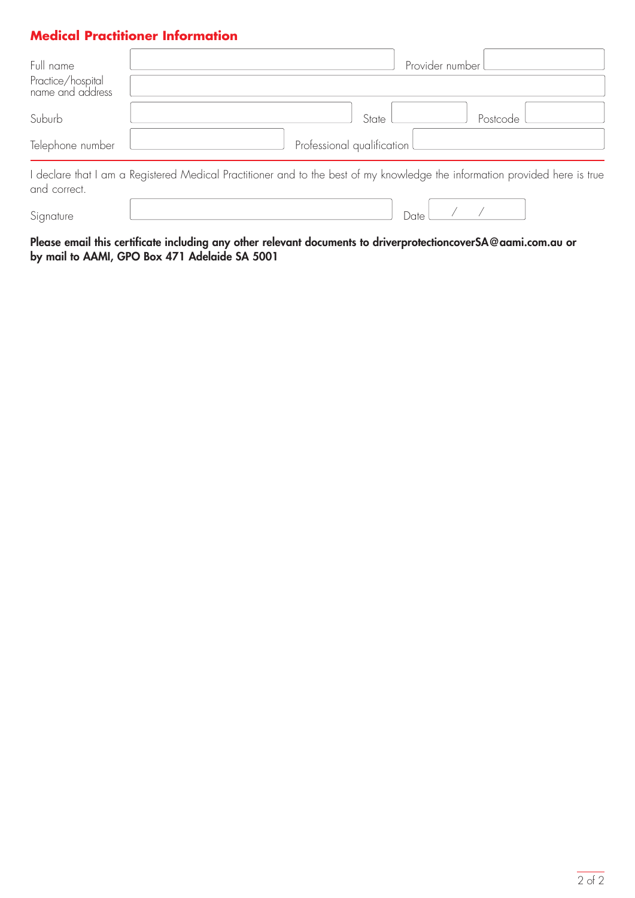## Medical Practitioner Information

Full name | Provider number

Practice/hospital name and address

Suburb | State | Postcode

Telephone number | Professional qualification

I declare that I am a Registered Medical Practitioner and to the best of my knowledge the information provided here is true and correct.

Signature | Date / /

**Please email this certificate including any other relevant documents to driverprotectioncoverSA@aami.com.au or by mail to AAMI, GPO Box 471 Adelaide SA 5001**